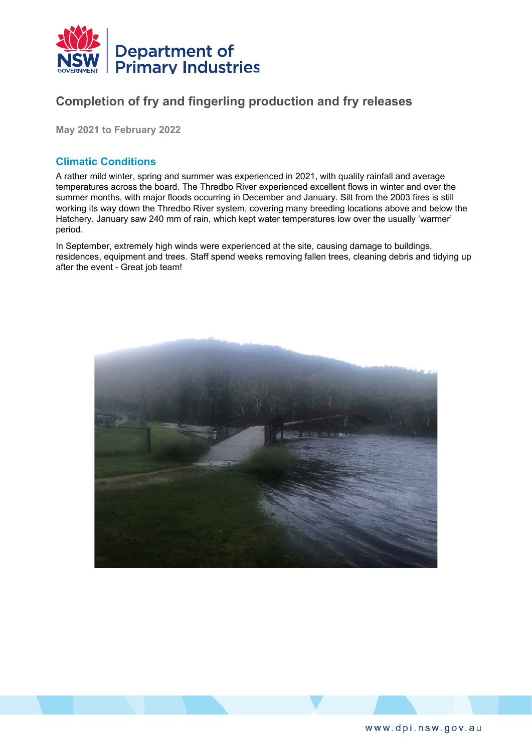# Completion of fry and fingerling production and fry releases

**May 2021 to February 2022**

## Climatic Conditions

A rather mild winter, spring and summer was experienced in 2021, with quality rainfall and average temperatures across the board. The Thredbo River experienced excellent flows in winter and over the summer months, with major floods occurring in December and January. Silt from the 2003 fires is still working its way down the Thredbo River system, covering many breeding locations above and below the Hatchery. January saw 240 mm of rain, which kept water temperatures low over the usually 'warmer' period.

In September, extremely high winds were experienced at the site, causing damage to buildings, residences, equipment and trees. Staff spend weeks removing fallen trees, cleaning debris and tidying up after the event - Great job team!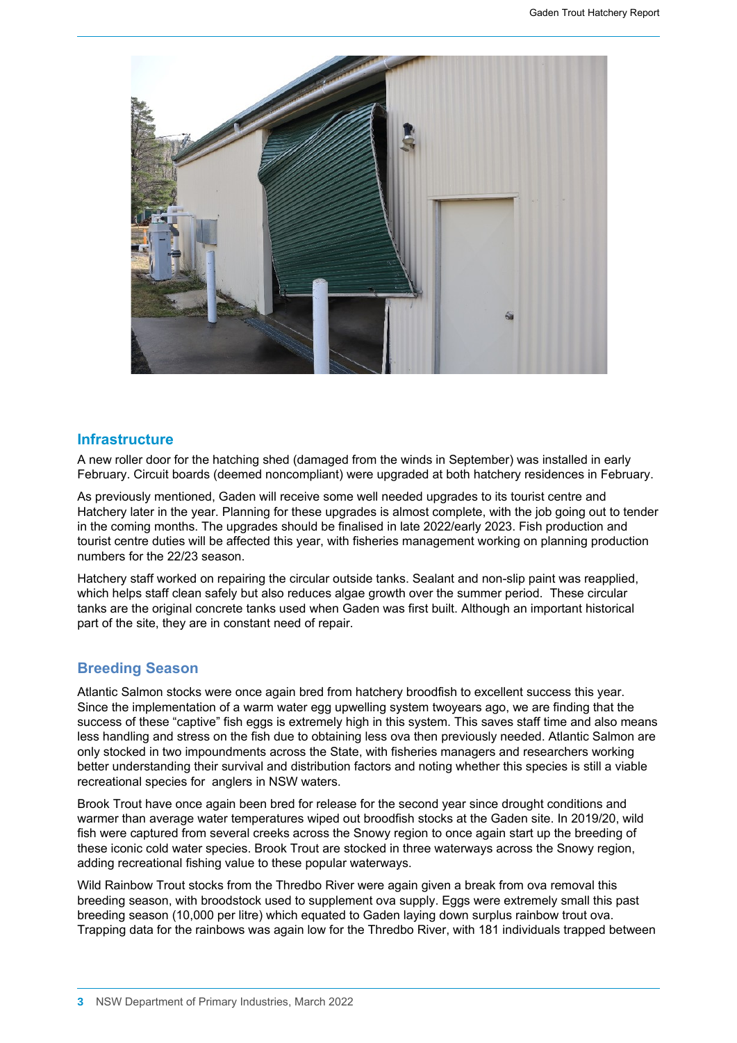## Infrastructure

A new roller door for the hatching shed (damaged from the winds in September) was installed in early February. Circuit boards (deemed noncompliant) were upgraded at both hatchery residences in February.

As previously mentioned, Gaden will receive some well needed upgrades to its tourist centre and Hatchery later in the year. Planning for these upgrades is almost complete, with the job going out to tender in the coming months. The upgrades should be finalised in late 2022/early 2023. Fish production and tourist centre duties will be affected this year, with fisheries management working on planning production numbers for the 22/23 season.

Hatchery staff worked on repairing the circular outside tanks. Sealant and non-slip paint was reapplied, which helps staff clean safely but also reduces algae growth over the summer period. These circular tanks are the original concrete tanks used when Gaden was first built. Although an important historical part of the site, they are in constant need of repair.

## Breeding Season

Atlantic Salmon stocks were once again bred from hatchery broodfish to excellent success this year. Since the implementation of a warm water egg upwelling system twoyears ago, we are finding that the success of these "captive" fish eggs is extremely high in this system. This saves staff time and also means less handling and stress on the fish due to obtaining less ova then previously needed. Atlantic Salmon are only stocked in two impoundments across the State, with fisheries managers and researchers working better understanding their survival and distribution factors and noting whether this species is still a viable recreational species for anglers in NSW waters.

Brook Trout have once again been bred for release for the second year since drought conditions and warmer than average water temperatures wiped out broodfish stocks at the Gaden site. In 2019/20, wild fish were captured from several creeks across the Snowy region to once again start up the breeding of these iconic cold water species. Brook Trout are stocked in three waterways across the Snowy region, adding recreational fishing value to these popular waterways.

Wild Rainbow Trout stocks from the Thredbo River were again given a break from ova removal this breeding season, with broodstock used to supplement ova supply. Eggs were extremely small this past breeding season (10,000 per litre) which equated to Gaden laying down surplus rainbow trout ova. Trapping data for the rainbows was again low for the Thredbo River, with 181 individuals trapped between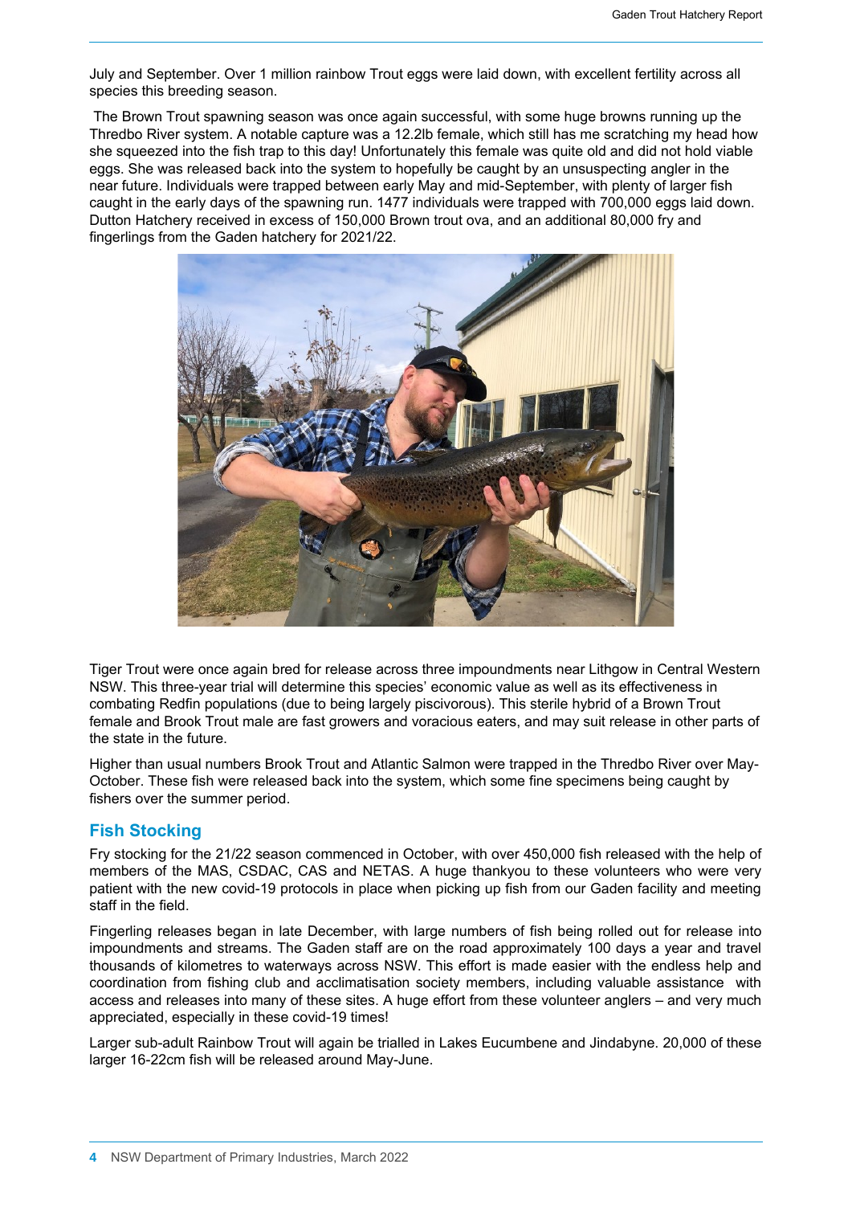July and September. Over 1 million rainbow Trout eggs were laid down, with excellent fertility across all species this breeding season.

The Brown Trout spawning season was once again successful, with some huge browns running up the Thredbo River system. A notable capture was a 12.2lb female, which still has me scratching my head how she squeezed into the fish trap to this day! Unfortunately this female was quite old and did not hold viable eggs. She was released back into the system to hopefully be caught by an unsuspecting angler in the near future. Individuals were trapped between early May and mid-September, with plenty of larger fish caught in the early days of the spawning run. 1477 individuals were trapped with 700,000 eggs laid down. Dutton Hatchery received in excess of 150,000 Brown trout ova, and an additional 80,000 fry and fingerlings from the Gaden hatchery for 2021/22.

Tiger Trout were once again bred for release across three impoundments near Lithgow in Central Western NSW. This three-year trial will determine this species' economic value as well as its effectiveness in combating Redfin populations (due to being largely piscivorous). This sterile hybrid of a Brown Trout female and Brook Trout male are fast growers and voracious eaters, and may suit release in other parts of the state in the future.

Higher than usual numbers Brook Trout and Atlantic Salmon were trapped in the Thredbo River over May-October. These fish were released back into the system, which some fine specimens being caught by fishers over the summer period.

## Fish Stocking

Fry stocking for the 21/22 season commenced in October, with over 450,000 fish released with the help of members of the MAS, CSDAC, CAS and NETAS. A huge thankyou to these volunteers who were very patient with the new covid-19 protocols in place when picking up fish from our Gaden facility and meeting staff in the field.

Fingerling releases began in late December, with large numbers of fish being rolled out for release into impoundments and streams. The Gaden staff are on the road approximately 100 days a year and travel thousands of kilometres to waterways across NSW. This effort is made easier with the endless help and coordination from fishing club and acclimatisation society members, including valuable assistance with access and releases into many of these sites. A huge effort from these volunteer anglers – and very much appreciated, especially in these covid-19 times!

Larger sub-adult Rainbow Trout will again be trialled in Lakes Eucumbene and Jindabyne. 20,000 of these larger 16-22cm fish will be released around May-June.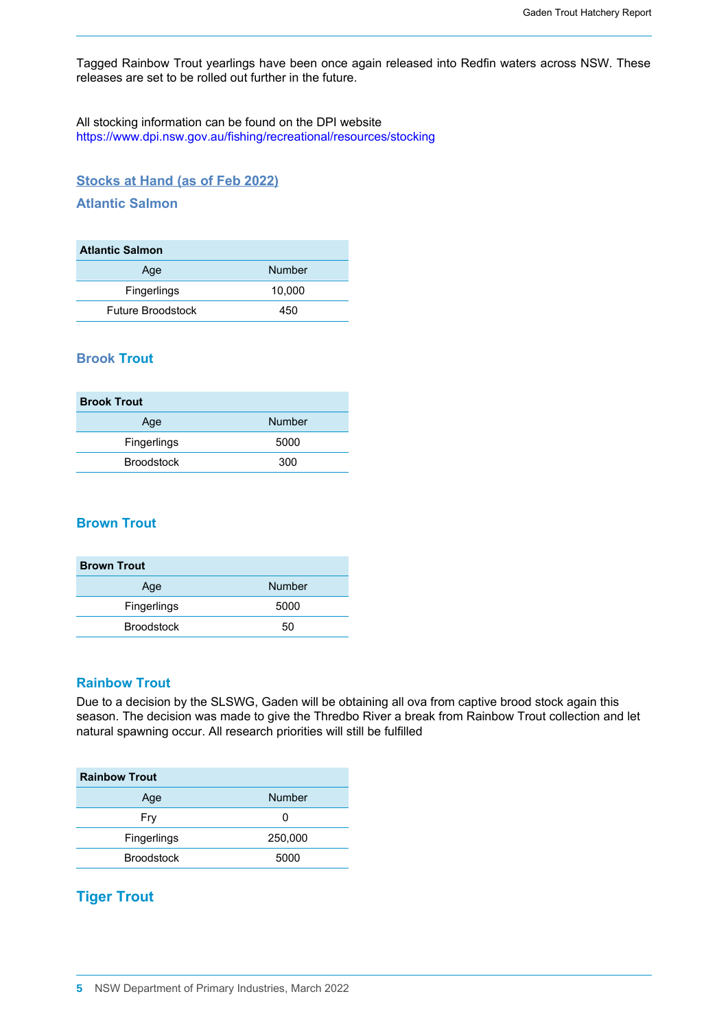Tagged Rainbow Trout yearlings have been once again released into Redfin waters across NSW. These releases are set to be rolled out further in the future.

All stocking information can be found on the DPI website
https://www.dpi.nsw.gov.au/fishing/recreational/resources/stocking

## Stocks at Hand (as of Feb 2022)

### Atlantic Salmon

| **Atlantic Salmon** | |
|---|---|
| Age | Number |
| Fingerlings | 10,000 |
| Future Broodstock | 450 |

### Brook Trout

| **Brook Trout** | |
|---|---|
| Age | Number |
| Fingerlings | 5000 |
| Broodstock | 300 |

### Brown Trout

| **Brown Trout** | |
|---|---|
| Age | Number |
| Fingerlings | 5000 |
| Broodstock | 50 |

### Rainbow Trout

Due to a decision by the SLSWG, Gaden will be obtaining all ova from captive brood stock again this season. The decision was made to give the Thredbo River a break from Rainbow Trout collection and let natural spawning occur. All research priorities will still be fulfilled

| **Rainbow Trout** | |
|---|---|
| Age | Number |
| Fry | 0 |
| Fingerlings | 250,000 |
| Broodstock | 5000 |

### Tiger Trout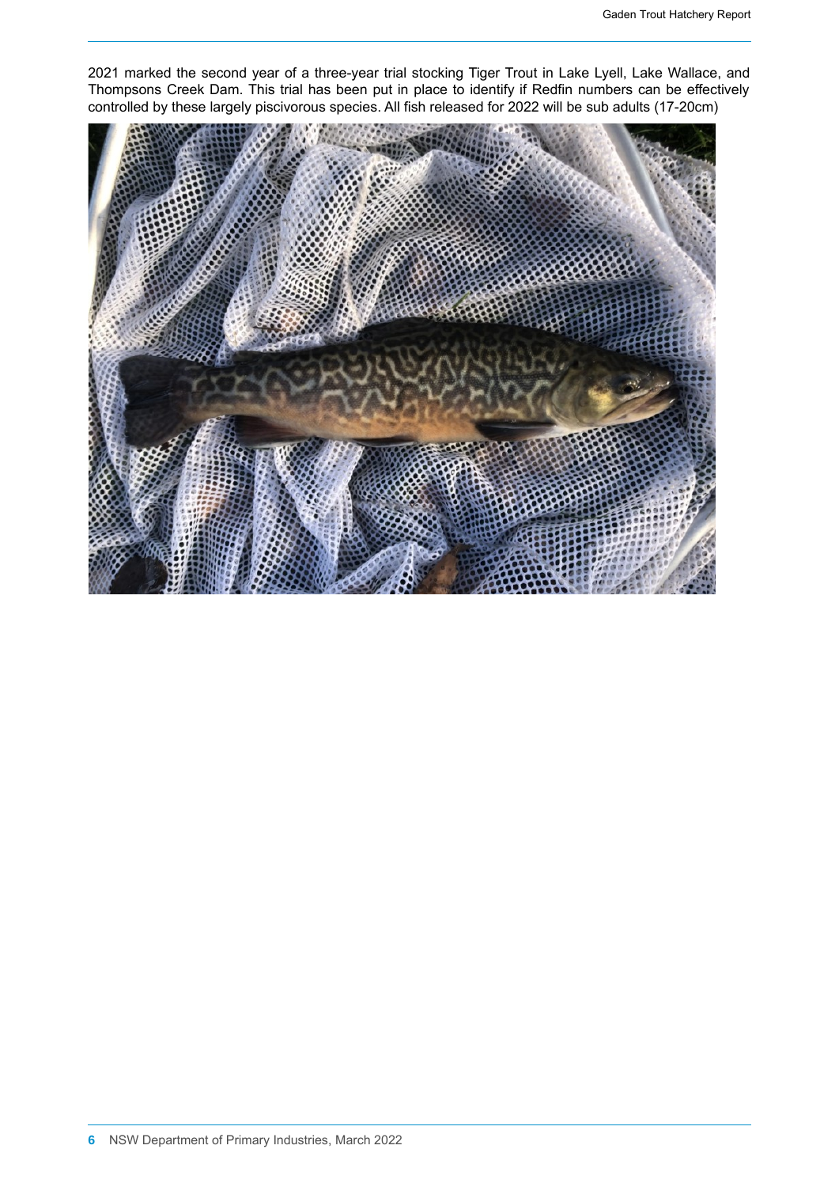2021 marked the second year of a three-year trial stocking Tiger Trout in Lake Lyell, Lake Wallace, and Thompsons Creek Dam. This trial has been put in place to identify if Redfin numbers can be effectively controlled by these largely piscivorous species. All fish released for 2022 will be sub adults (17-20cm)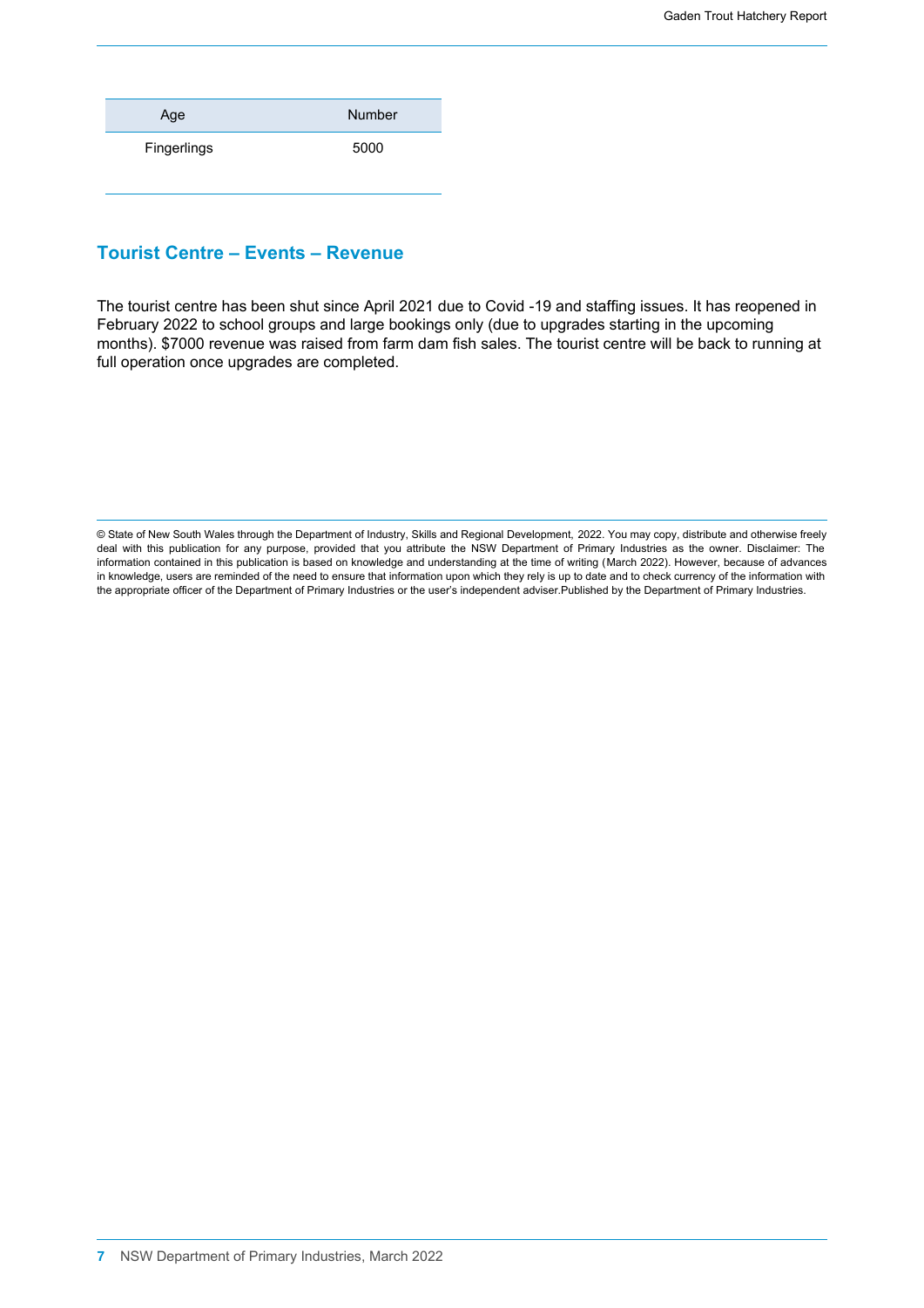| Age | Number |
|---|---|
| Fingerlings | 5000 |

## Tourist Centre – Events – Revenue

The tourist centre has been shut since April 2021 due to Covid -19 and staffing issues. It has reopened in February 2022 to school groups and large bookings only (due to upgrades starting in the upcoming months). $7000 revenue was raised from farm dam fish sales. The tourist centre will be back to running at full operation once upgrades are completed.

© State of New South Wales through the Department of Industry, Skills and Regional Development, 2022. You may copy, distribute and otherwise freely deal with this publication for any purpose, provided that you attribute the NSW Department of Primary Industries as the owner. Disclaimer: The information contained in this publication is based on knowledge and understanding at the time of writing (March 2022). However, because of advances in knowledge, users are reminded of the need to ensure that information upon which they rely is up to date and to check currency of the information with the appropriate officer of the Department of Primary Industries or the user's independent adviser.Published by the Department of Primary Industries.